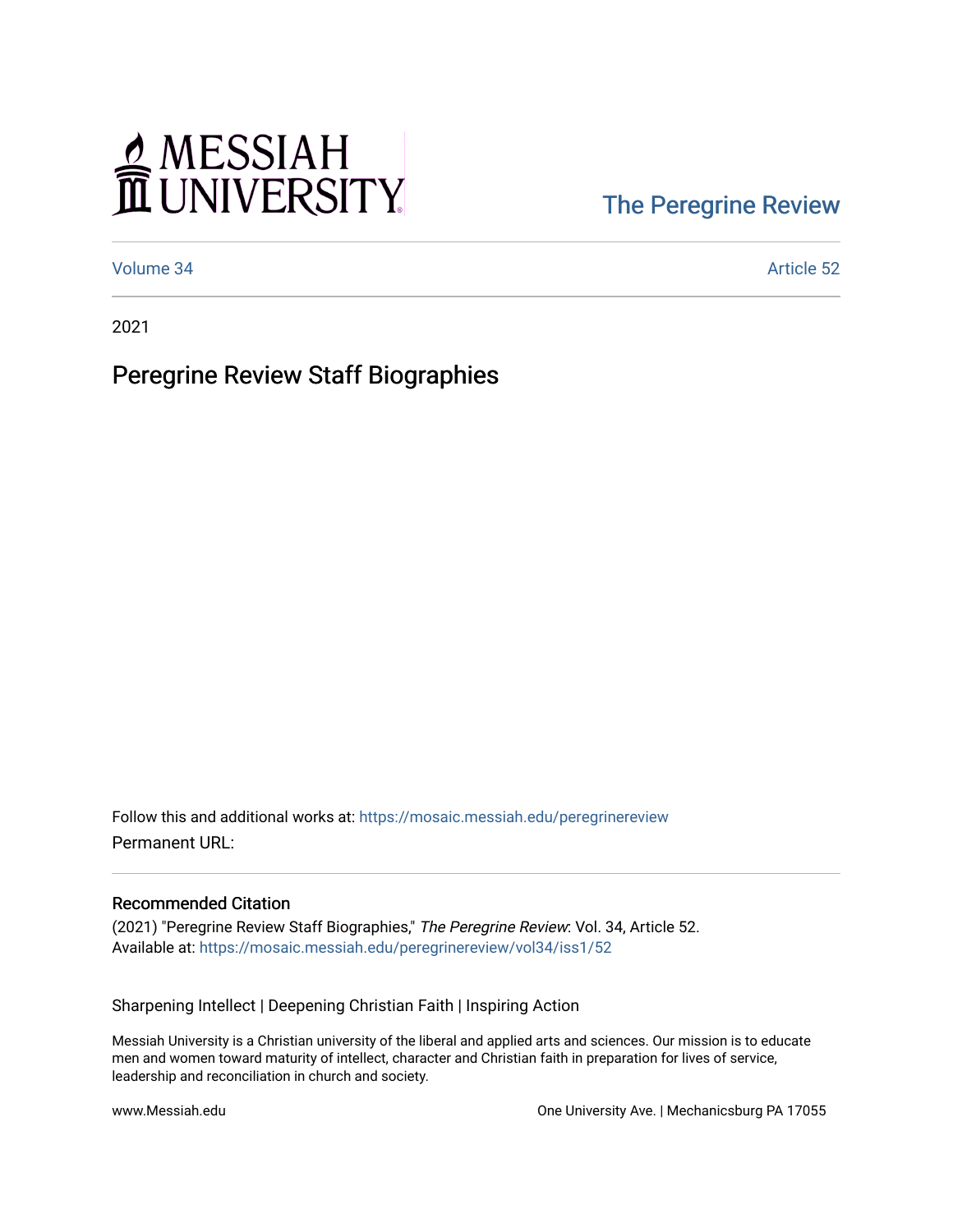MESSIAH UNIVERSITY

The Peregrine Review

Volume 34 | Article 52

2021

# Peregrine Review Staff Biographies

Follow this and additional works at: https://mosaic.messiah.edu/peregrinereview

Permanent URL:

## Recommended Citation

(2021) "Peregrine Review Staff Biographies," *The Peregrine Review*: Vol. 34, Article 52.
Available at: https://mosaic.messiah.edu/peregrinereview/vol34/iss1/52

Sharpening Intellect | Deepening Christian Faith | Inspiring Action

Messiah University is a Christian university of the liberal and applied arts and sciences. Our mission is to educate men and women toward maturity of intellect, character and Christian faith in preparation for lives of service, leadership and reconciliation in church and society.

www.Messiah.edu

One University Ave. | Mechanicsburg PA 17055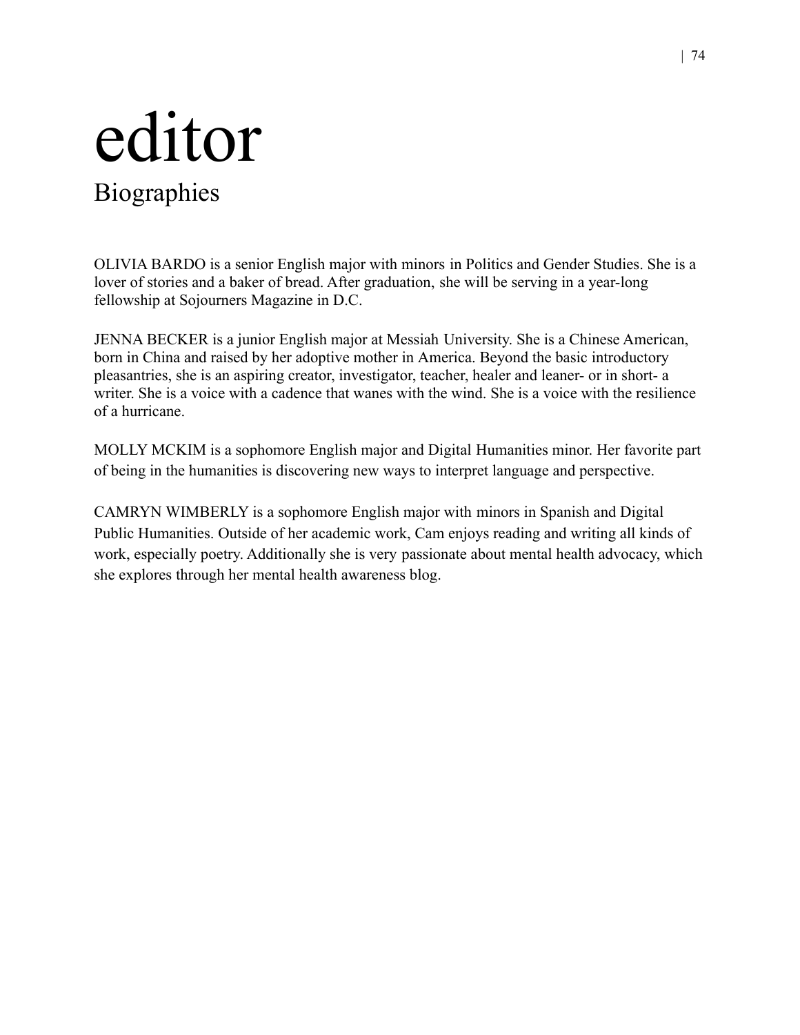# editor

## Biographies

OLIVIA BARDO is a senior English major with minors in Politics and Gender Studies. She is a lover of stories and a baker of bread. After graduation, she will be serving in a year-long fellowship at Sojourners Magazine in D.C.

JENNA BECKER is a junior English major at Messiah University. She is a Chinese American, born in China and raised by her adoptive mother in America. Beyond the basic introductory pleasantries, she is an aspiring creator, investigator, teacher, healer and leaner- or in short- a writer. She is a voice with a cadence that wanes with the wind. She is a voice with the resilience of a hurricane.

MOLLY MCKIM is a sophomore English major and Digital Humanities minor. Her favorite part of being in the humanities is discovering new ways to interpret language and perspective.

CAMRYN WIMBERLY is a sophomore English major with minors in Spanish and Digital Public Humanities. Outside of her academic work, Cam enjoys reading and writing all kinds of work, especially poetry. Additionally she is very passionate about mental health advocacy, which she explores through her mental health awareness blog.